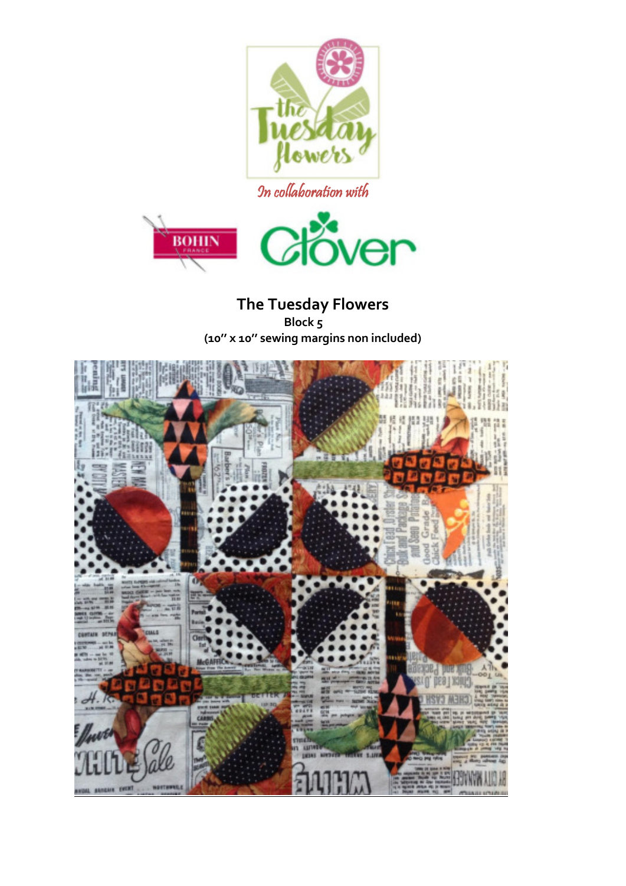In collaboration with

# The Tuesday Flowers

**Block 5**

**(10'' x 10'' sewing margins non included)**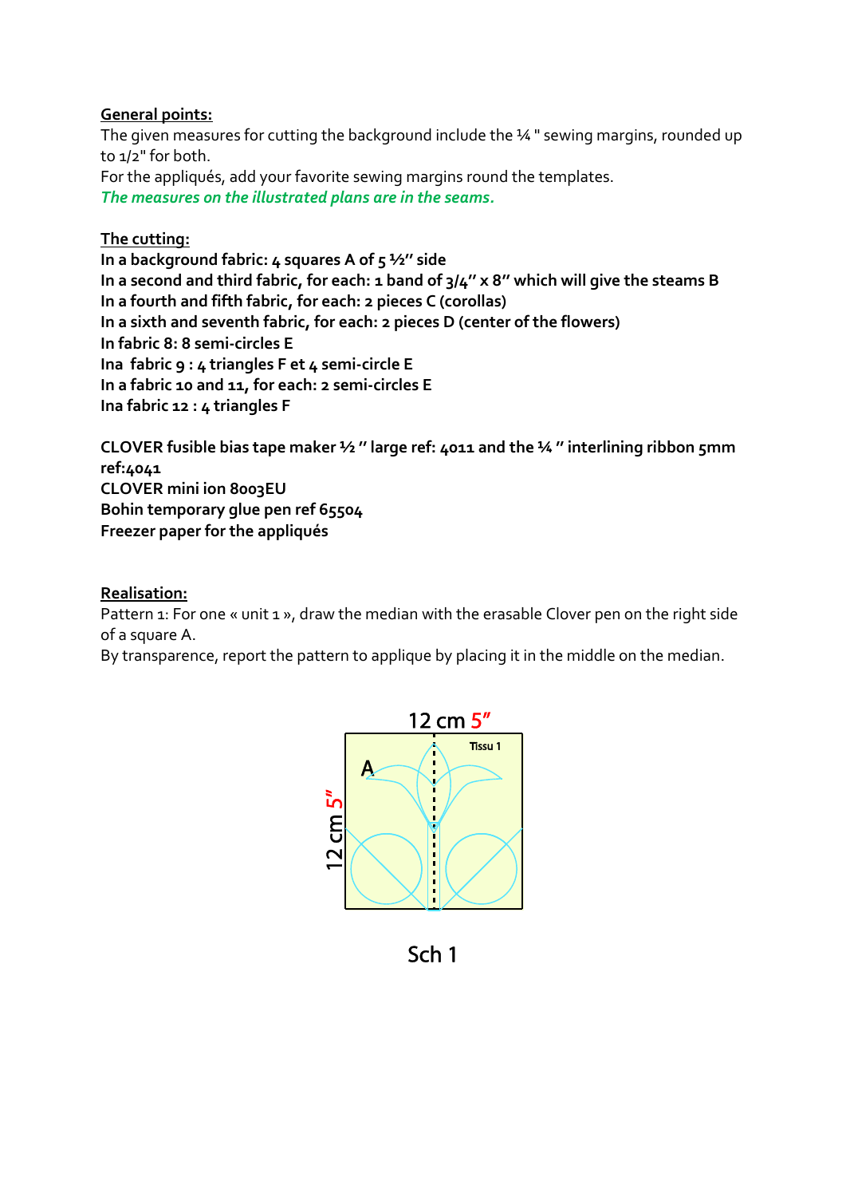**General points:**

The given measures for cutting the background include the ¼ " sewing margins, rounded up to 1/2" for both.

For the appliqués, add your favorite sewing margins round the templates.

***The measures on the illustrated plans are in the seams.***

**The cutting:**

**In a background fabric: 4 squares A of 5 ½'' side**
**In a second and third fabric, for each: 1 band of 3/4'' x 8'' which will give the steams B**
**In a fourth and fifth fabric, for each: 2 pieces C (corollas)**
**In a sixth and seventh fabric, for each: 2 pieces D (center of the flowers)**
**In fabric 8: 8 semi-circles E**
**Ina fabric 9 : 4 triangles F et 4 semi-circle E**
**In a fabric 10 and 11, for each: 2 semi-circles E**
**Ina fabric 12 : 4 triangles F**

**CLOVER fusible bias tape maker ½ '' large ref: 4011 and the ¼ '' interlining ribbon 5mm ref:4041**
**CLOVER mini ion 8003EU**
**Bohin temporary glue pen ref 65504**
**Freezer paper for the appliqués**

**Realisation:**

Pattern 1: For one « unit 1 », draw the median with the erasable Clover pen on the right side of a square A.

By transparence, report the pattern to applique by placing it in the middle on the median.

12 cm 5''

Tissu 1

A

12 cm 5''

Sch 1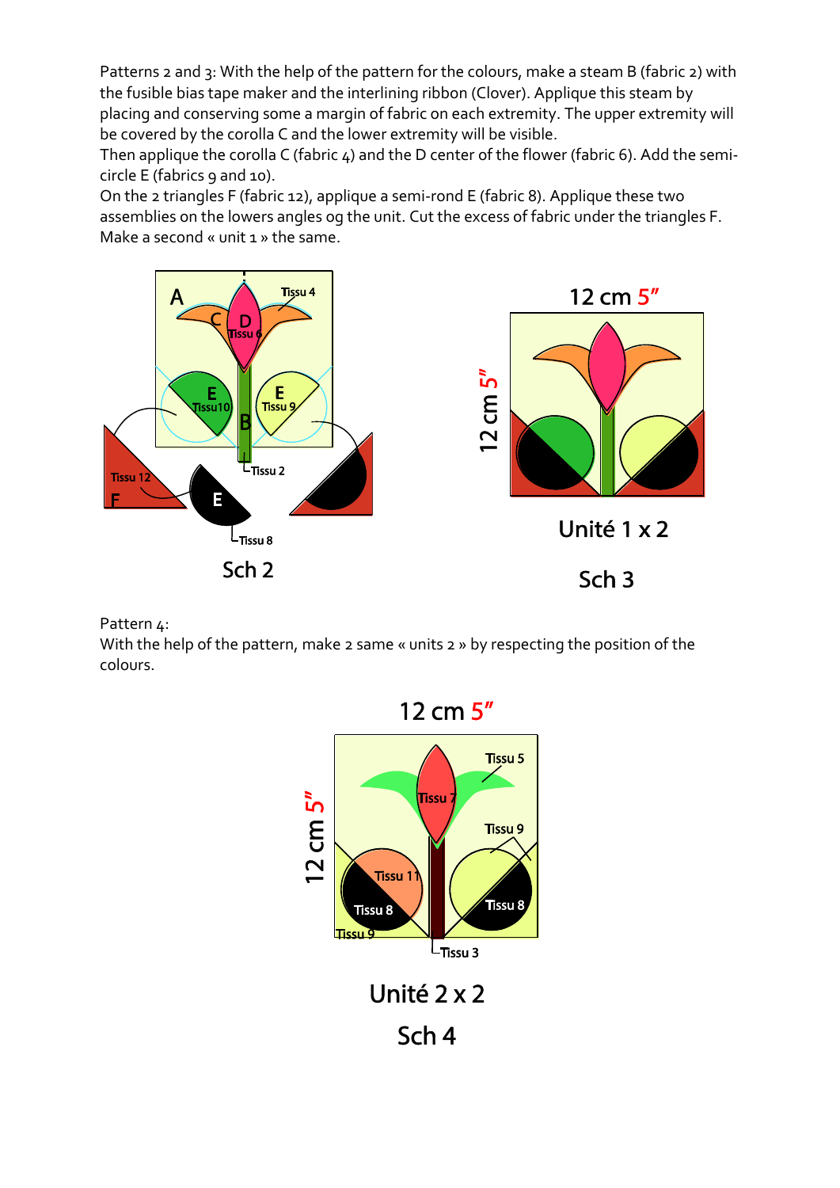Patterns 2 and 3: With the help of the pattern for the colours, make a steam B (fabric 2) with the fusible bias tape maker and the interlining ribbon (Clover). Applique this steam by placing and conserving some a margin of fabric on each extremity. The upper extremity will be covered by the corolla C and the lower extremity will be visible.
Then applique the corolla C (fabric 4) and the D center of the flower (fabric 6). Add the semi-circle E (fabrics 9 and 10).
On the 2 triangles F (fabric 12), applique a semi-rond E (fabric 8). Applique these two assemblies on the lowers angles og the unit. Cut the excess of fabric under the triangles F.
Make a second « unit 1 » the same.

A
C
D
Tissu 4
Tissu 6
E
Tissu10
E
Tissu 9
B
Tissu 2
Tissu 12
F
E
Tissu 8

Sch 2

12 cm 5"
12 cm 5"

Unité 1 x 2

Sch 3

Pattern 4:
With the help of the pattern, make 2 same « units 2 » by respecting the position of the colours.

12 cm 5"
12 cm 5"
Tissu 5
Tissu 7
Tissu 9
Tissu 11
Tissu 8
Tissu 8
Tissu 9
Tissu 3

Unité 2 x 2

Sch 4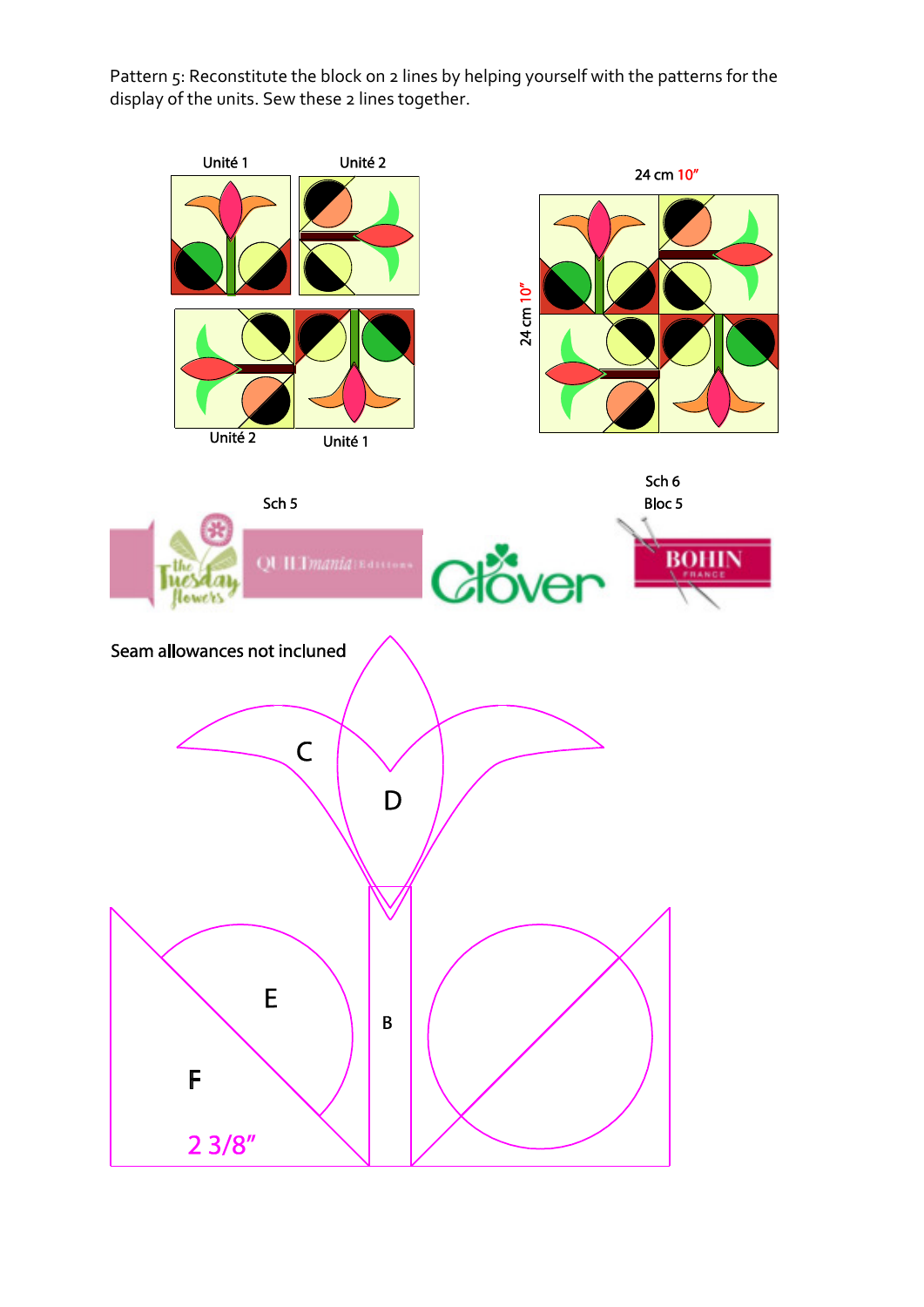Pattern 5: Reconstitute the block on 2 lines by helping yourself with the patterns for the display of the units. Sew these 2 lines together.

Unité 1

Unité 2

Unité 2

Unité 1

24 cm 10"

24 cm 10"

Sch 5

Sch 6

Bloc 5

Seam allowances not inclined

C

D

E

B

F

2 3/8"